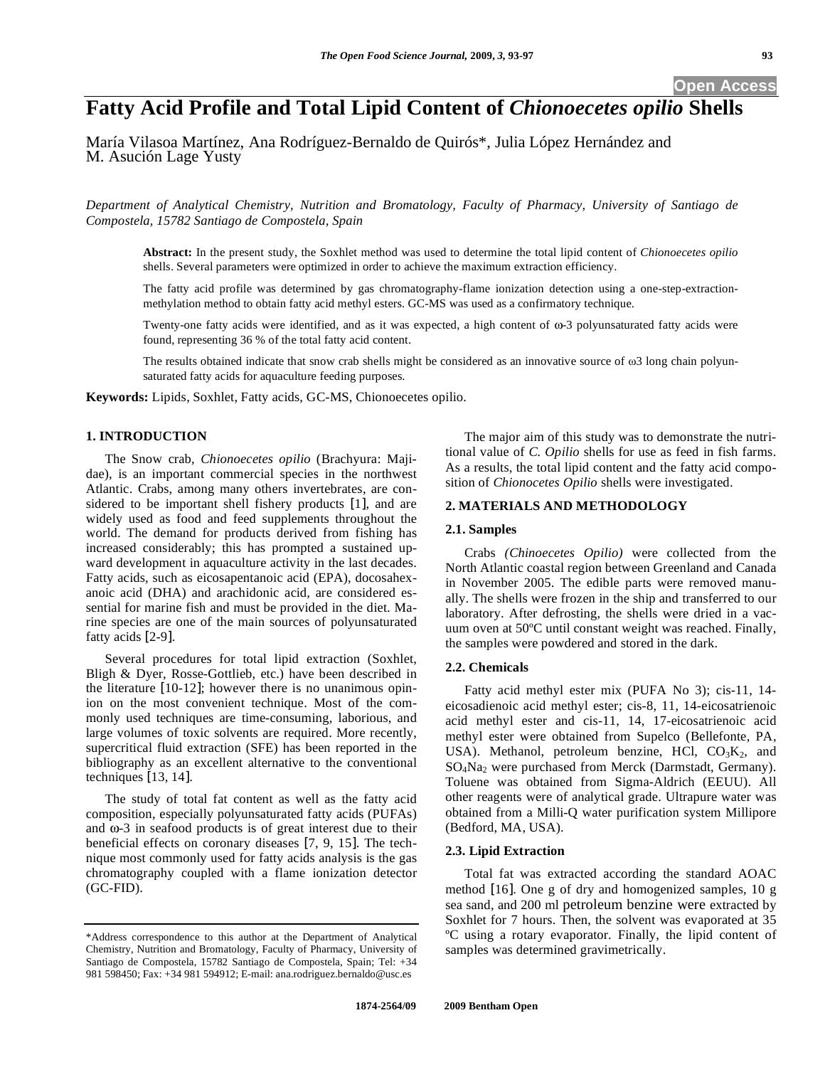# Fatty Acid Profile and Total Lipid Content of *Chionoecetes opilio* Shells

María Vilasoa Martínez, Ana Rodríguez-Bernaldo de Quirós*, Julia López Hernández and M. Asución Lage Yusty

*Department of Analytical Chemistry, Nutrition and Bromatology, Faculty of Pharmacy, University of Santiago de Compostela, 15782 Santiago de Compostela, Spain*

**Abstract:** In the present study, the Soxhlet method was used to determine the total lipid content of *Chionoecetes opilio* shells. Several parameters were optimized in order to achieve the maximum extraction efficiency.

The fatty acid profile was determined by gas chromatography-flame ionization detection using a one-step-extraction-methylation method to obtain fatty acid methyl esters. GC-MS was used as a confirmatory technique.

Twenty-one fatty acids were identified, and as it was expected, a high content of ω-3 polyunsaturated fatty acids were found, representing 36 % of the total fatty acid content.

The results obtained indicate that snow crab shells might be considered as an innovative source of ω3 long chain polyunsaturated fatty acids for aquaculture feeding purposes.

**Keywords:** Lipids, Soxhlet, Fatty acids, GC-MS, Chionoecetes opilio.

## 1. INTRODUCTION

The Snow crab, *Chionoecetes opilio* (Brachyura: Majidae), is an important commercial species in the northwest Atlantic. Crabs, among many others invertebrates, are considered to be important shell fishery products [1], and are widely used as food and feed supplements throughout the world. The demand for products derived from fishing has increased considerably; this has prompted a sustained upward development in aquaculture activity in the last decades. Fatty acids, such as eicosapentanoic acid (EPA), docosahexanoic acid (DHA) and arachidonic acid, are considered essential for marine fish and must be provided in the diet. Marine species are one of the main sources of polyunsaturated fatty acids [2-9].

Several procedures for total lipid extraction (Soxhlet, Bligh & Dyer, Rosse-Gottlieb, etc.) have been described in the literature [10-12]; however there is no unanimous opinion on the most convenient technique. Most of the commonly used techniques are time-consuming, laborious, and large volumes of toxic solvents are required. More recently, supercritical fluid extraction (SFE) has been reported in the bibliography as an excellent alternative to the conventional techniques [13, 14].

The study of total fat content as well as the fatty acid composition, especially polyunsaturated fatty acids (PUFAs) and ω-3 in seafood products is of great interest due to their beneficial effects on coronary diseases [7, 9, 15]. The technique most commonly used for fatty acids analysis is the gas chromatography coupled with a flame ionization detector (GC-FID).

The major aim of this study was to demonstrate the nutritional value of *C. Opilio* shells for use as feed in fish farms. As a results, the total lipid content and the fatty acid composition of *Chionocetes Opilio* shells were investigated.

## 2. MATERIALS AND METHODOLOGY

### 2.1. Samples

Crabs *(Chinoecetes Opilio)* were collected from the North Atlantic coastal region between Greenland and Canada in November 2005. The edible parts were removed manually. The shells were frozen in the ship and transferred to our laboratory. After defrosting, the shells were dried in a vacuum oven at 50ºC until constant weight was reached. Finally, the samples were powdered and stored in the dark.

### 2.2. Chemicals

Fatty acid methyl ester mix (PUFA No 3); cis-11, 14-eicosadienoic acid methyl ester; cis-8, 11, 14-eicosatrienoic acid methyl ester and cis-11, 14, 17-eicosatrienoic acid methyl ester were obtained from Supelco (Bellefonte, PA, USA). Methanol, petroleum benzine, HCl, $CO_3K_2$, and $SO_4Na_2$ were purchased from Merck (Darmstadt, Germany). Toluene was obtained from Sigma-Aldrich (EEUU). All other reagents were of analytical grade. Ultrapure water was obtained from a Milli-Q water purification system Millipore (Bedford, MA, USA).

### 2.3. Lipid Extraction

Total fat was extracted according the standard AOAC method [16]. One g of dry and homogenized samples, 10 g sea sand, and 200 ml petroleum benzine were extracted by Soxhlet for 7 hours. Then, the solvent was evaporated at 35 ºC using a rotary evaporator. Finally, the lipid content of samples was determined gravimetrically.

*Address correspondence to this author at the Department of Analytical Chemistry, Nutrition and Bromatology, Faculty of Pharmacy, University of Santiago de Compostela, 15782 Santiago de Compostela, Spain; Tel: +34 981 598450; Fax: +34 981 594912; E-mail: ana.rodriguez.bernaldo@usc.es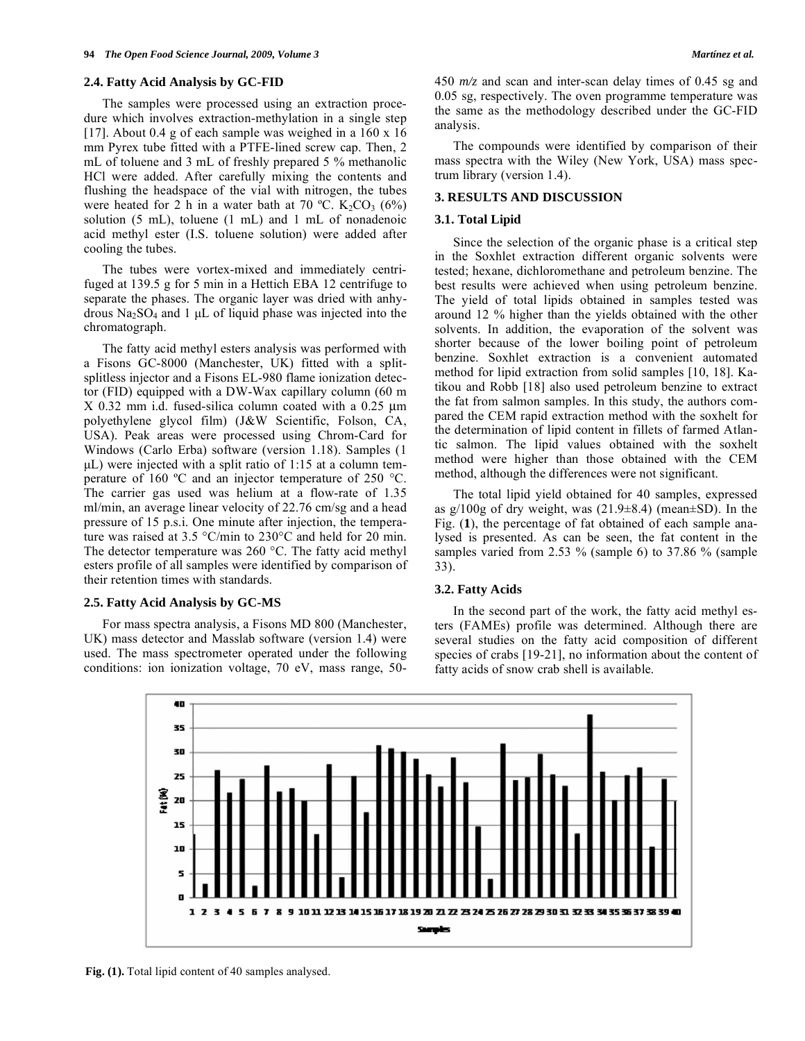### 2.4. Fatty Acid Analysis by GC-FID

The samples were processed using an extraction procedure which involves extraction-methylation in a single step [17]. About 0.4 g of each sample was weighed in a 160 x 16 mm Pyrex tube fitted with a PTFE-lined screw cap. Then, 2 mL of toluene and 3 mL of freshly prepared 5 % methanolic HCl were added. After carefully mixing the contents and flushing the headspace of the vial with nitrogen, the tubes were heated for 2 h in a water bath at 70 ºC. $K_2CO_3$ (6%) solution (5 mL), toluene (1 mL) and 1 mL of nonadenoic acid methyl ester (I.S. toluene solution) were added after cooling the tubes.

The tubes were vortex-mixed and immediately centrifuged at 139.5 g for 5 min in a Hettich EBA 12 centrifuge to separate the phases. The organic layer was dried with anhydrous $Na_2SO_4$ and 1 µL of liquid phase was injected into the chromatograph.

The fatty acid methyl esters analysis was performed with a Fisons GC-8000 (Manchester, UK) fitted with a split-splitless injector and a Fisons EL-980 flame ionization detector (FID) equipped with a DW-Wax capillary column (60 m X 0.32 mm i.d. fused-silica column coated with a 0.25 µm polyethylene glycol film) (J&W Scientific, Folson, CA, USA). Peak areas were processed using Chrom-Card for Windows (Carlo Erba) software (version 1.18). Samples (1 µL) were injected with a split ratio of 1:15 at a column temperature of 160 ºC and an injector temperature of 250 °C. The carrier gas used was helium at a flow-rate of 1.35 ml/min, an average linear velocity of 22.76 cm/sg and a head pressure of 15 p.s.i. One minute after injection, the temperature was raised at 3.5 °C/min to 230°C and held for 20 min. The detector temperature was 260 °C. The fatty acid methyl esters profile of all samples were identified by comparison of their retention times with standards.

### 2.5. Fatty Acid Analysis by GC-MS

For mass spectra analysis, a Fisons MD 800 (Manchester, UK) mass detector and Masslab software (version 1.4) were used. The mass spectrometer operated under the following conditions: ion ionization voltage, 70 eV, mass range, 50-450 *m/z* and scan and inter-scan delay times of 0.45 sg and 0.05 sg, respectively. The oven programme temperature was the same as the methodology described under the GC-FID analysis.

The compounds were identified by comparison of their mass spectra with the Wiley (New York, USA) mass spectrum library (version 1.4).

## 3. RESULTS AND DISCUSSION

### 3.1. Total Lipid

Since the selection of the organic phase is a critical step in the Soxhlet extraction different organic solvents were tested; hexane, dichloromethane and petroleum benzine. The best results were achieved when using petroleum benzine. The yield of total lipids obtained in samples tested was around 12 % higher than the yields obtained with the other solvents. In addition, the evaporation of the solvent was shorter because of the lower boiling point of petroleum benzine. Soxhlet extraction is a convenient automated method for lipid extraction from solid samples [10, 18]. Katikou and Robb [18] also used petroleum benzine to extract the fat from salmon samples. In this study, the authors compared the CEM rapid extraction method with the soxhelt for the determination of lipid content in fillets of farmed Atlantic salmon. The lipid values obtained with the soxhelt method were higher than those obtained with the CEM method, although the differences were not significant.

The total lipid yield obtained for 40 samples, expressed as g/100g of dry weight, was (21.9±8.4) (mean±SD). In the Fig. (**1**), the percentage of fat obtained of each sample analysed is presented. As can be seen, the fat content in the samples varied from 2.53 % (sample 6) to 37.86 % (sample 33).

### 3.2. Fatty Acids

In the second part of the work, the fatty acid methyl esters (FAMEs) profile was determined. Although there are several studies on the fatty acid composition of different species of crabs [19-21], no information about the content of fatty acids of snow crab shell is available.

**Fig. (1).** Total lipid content of 40 samples analysed.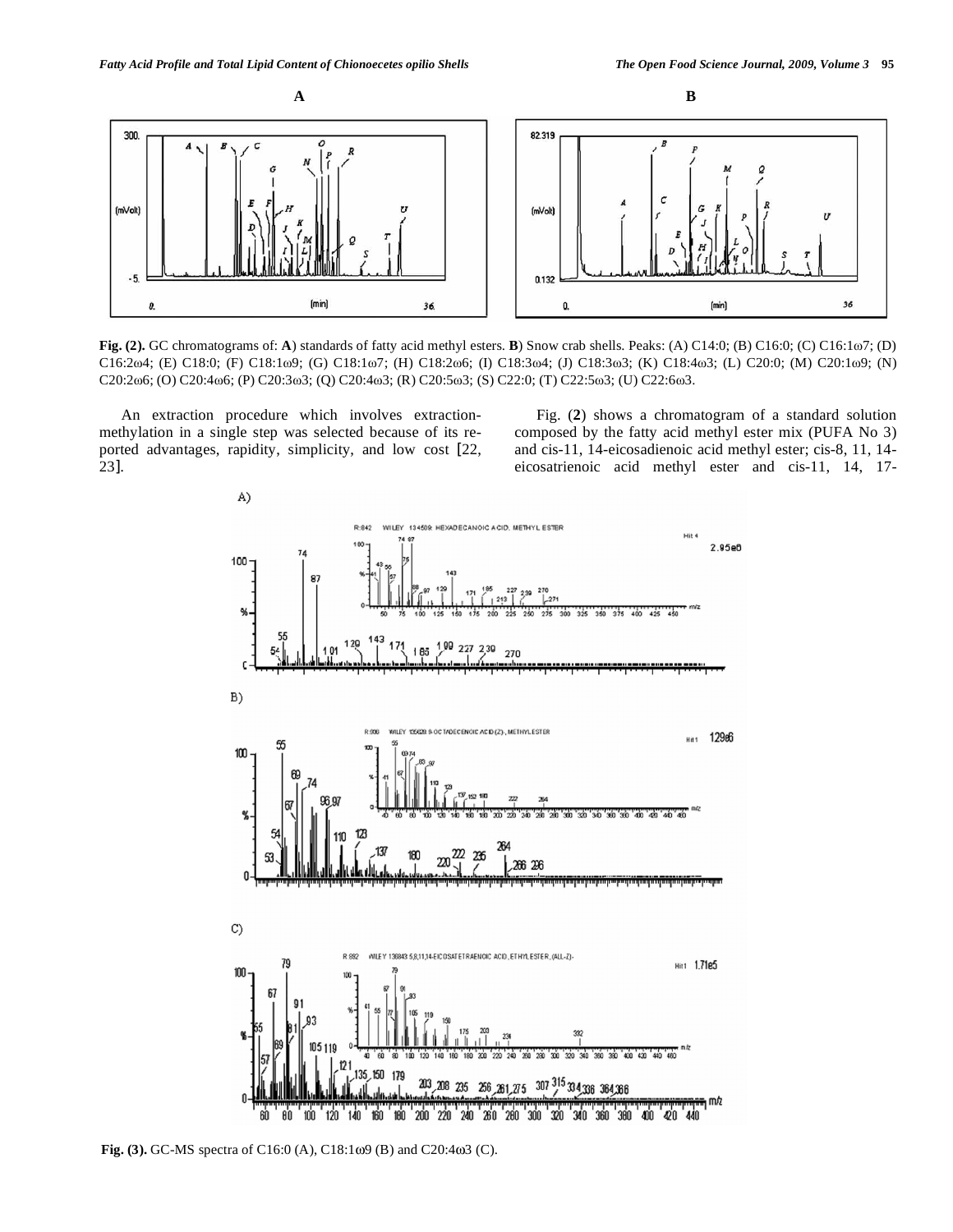**Fig. (2).** GC chromatograms of: **A**) standards of fatty acid methyl esters. **B**) Snow crab shells. Peaks: (A) C14:0; (B) C16:0; (C) C16:1ω7; (D) C16:2ω4; (E) C18:0; (F) C18:1ω9; (G) C18:1ω7; (H) C18:2ω6; (I) C18:3ω4; (J) C18:3ω3; (K) C18:4ω3; (L) C20:0; (M) C20:1ω9; (N) C20:2ω6; (O) C20:4ω6; (P) C20:3ω3; (Q) C20:4ω3; (R) C20:5ω3; (S) C22:0; (T) C22:5ω3; (U) C22:6ω3.

An extraction procedure which involves extraction-methylation in a single step was selected because of its reported advantages, rapidity, simplicity, and low cost [22, 23].

Fig. (**2**) shows a chromatogram of a standard solution composed by the fatty acid methyl ester mix (PUFA No 3) and cis-11, 14-eicosadienoic acid methyl ester; cis-8, 11, 14-eicosatrienoic acid methyl ester and cis-11, 14, 17-

**Fig. (3).** GC-MS spectra of C16:0 (A), C18:1ω9 (B) and C20:4ω3 (C).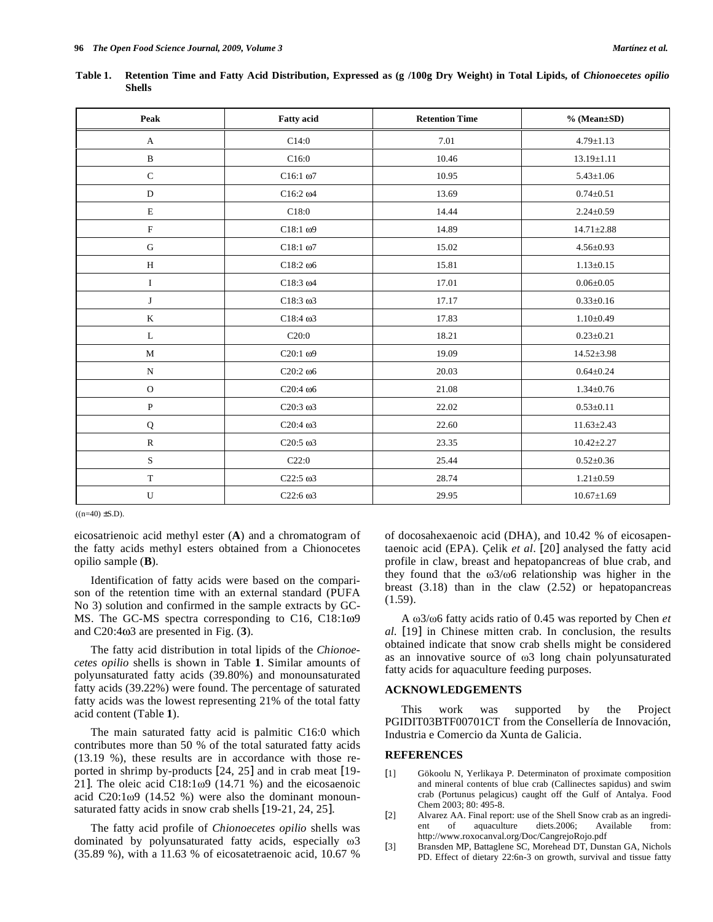**Table 1. Retention Time and Fatty Acid Distribution, Expressed as (g /100g Dry Weight) in Total Lipids, of *Chionoecetes opilio* Shells**

| Peak | Fatty acid | Retention Time | % (Mean±SD) |
|---|---|---|---|
| A | C14:0 | 7.01 | 4.79±1.13 |
| B | C16:0 | 10.46 | 13.19±1.11 |
| C | C16:1 ω7 | 10.95 | 5.43±1.06 |
| D | C16:2 ω4 | 13.69 | 0.74±0.51 |
| E | C18:0 | 14.44 | 2.24±0.59 |
| F | C18:1 ω9 | 14.89 | 14.71±2.88 |
| G | C18:1 ω7 | 15.02 | 4.56±0.93 |
| H | C18:2 ω6 | 15.81 | 1.13±0.15 |
| I | C18:3 ω4 | 17.01 | 0.06±0.05 |
| J | C18:3 ω3 | 17.17 | 0.33±0.16 |
| K | C18:4 ω3 | 17.83 | 1.10±0.49 |
| L | C20:0 | 18.21 | 0.23±0.21 |
| M | C20:1 ω9 | 19.09 | 14.52±3.98 |
| N | C20:2 ω6 | 20.03 | 0.64±0.24 |
| O | C20:4 ω6 | 21.08 | 1.34±0.76 |
| P | C20:3 ω3 | 22.02 | 0.53±0.11 |
| Q | C20:4 ω3 | 22.60 | 11.63±2.43 |
| R | C20:5 ω3 | 23.35 | 10.42±2.27 |
| S | C22:0 | 25.44 | 0.52±0.36 |
| T | C22:5 ω3 | 28.74 | 1.21±0.59 |
| U | C22:6 ω3 | 29.95 | 10.67±1.69 |

((n=40) ±S.D).

eicosatrienoic acid methyl ester (**A**) and a chromatogram of the fatty acids methyl esters obtained from a Chionocetes opilio sample (**B**).

Identification of fatty acids were based on the comparison of the retention time with an external standard (PUFA No 3) solution and confirmed in the sample extracts by GC-MS. The GC-MS spectra corresponding to C16, C18:1ω9 and C20:4ω3 are presented in Fig. (**3**).

The fatty acid distribution in total lipids of the *Chionoecetes opilio* shells is shown in Table **1**. Similar amounts of polyunsaturated fatty acids (39.80%) and monounsaturated fatty acids (39.22%) were found. The percentage of saturated fatty acids was the lowest representing 21% of the total fatty acid content (Table **1**).

The main saturated fatty acid is palmitic C16:0 which contributes more than 50 % of the total saturated fatty acids (13.19 %), these results are in accordance with those reported in shrimp by-products [24, 25] and in crab meat [19-21]. The oleic acid C18:1ω9 (14.71 %) and the eicosaenoic acid C20:1ω9 (14.52 %) were also the dominant monounsaturated fatty acids in snow crab shells [19-21, 24, 25].

The fatty acid profile of *Chionoecetes opilio* shells was dominated by polyunsaturated fatty acids, especially ω3 (35.89 %), with a 11.63 % of eicosatetraenoic acid, 10.67 % of docosahexaenoic acid (DHA), and 10.42 % of eicosapentaenoic acid (EPA). Çelik *et al*. [20] analysed the fatty acid profile in claw, breast and hepatopancreas of blue crab, and they found that the ω3/ω6 relationship was higher in the breast (3.18) than in the claw (2.52) or hepatopancreas (1.59).

A ω3/ω6 fatty acids ratio of 0.45 was reported by Chen *et al.* [19] in Chinese mitten crab. In conclusion, the results obtained indicate that snow crab shells might be considered as an innovative source of ω3 long chain polyunsaturated fatty acids for aquaculture feeding purposes.

## ACKNOWLEDGEMENTS

This work was supported by the Project PGIDIT03BTF00701CT from the Consellería de Innovación, Industria e Comercio da Xunta de Galicia.

## REFERENCES

[1] Gökoolu N, Yerlikaya P. Determinaton of proximate composition and mineral contents of blue crab (Callinectes sapidus) and swim crab (Portunus pelagicus) caught off the Gulf of Antalya. Food Chem 2003; 80: 495-8.

[2] Alvarez AA. Final report: use of the Shell Snow crab as an ingredient of aquaculture diets.2006; Available from: http://www.roxocanval.org/Doc/CangrejoRojo.pdf

[3] Bransden MP, Battaglene SC, Morehead DT, Dunstan GA, Nichols PD. Effect of dietary 22:6n-3 on growth, survival and tissue fatty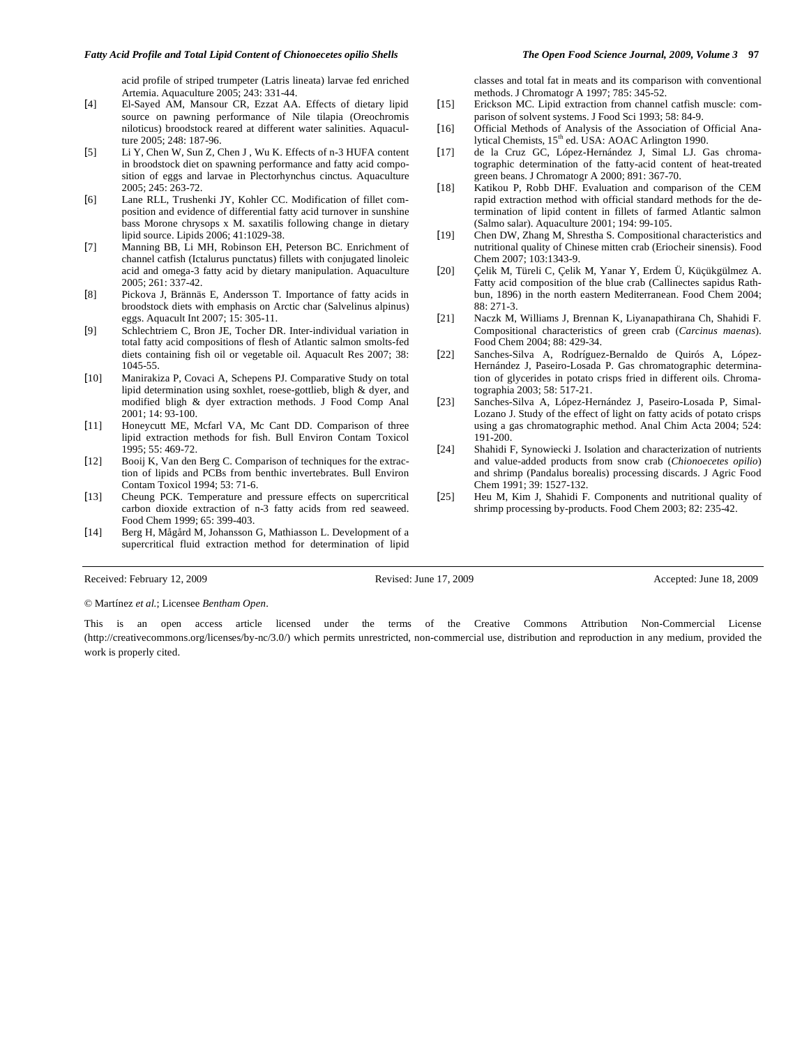acid profile of striped trumpeter (Latris lineata) larvae fed enriched Artemia. Aquaculture 2005; 243: 331-44.

[4] El-Sayed AM, Mansour CR, Ezzat AA. Effects of dietary lipid source on pawning performance of Nile tilapia (Oreochromis niloticus) broodstock reared at different water salinities. Aquaculture 2005; 248: 187-96.

[5] Li Y, Chen W, Sun Z, Chen J , Wu K. Effects of n-3 HUFA content in broodstock diet on spawning performance and fatty acid composition of eggs and larvae in Plectorhynchus cinctus. Aquaculture 2005; 245: 263-72.

[6] Lane RLL, Trushenki JY, Kohler CC. Modification of fillet composition and evidence of differential fatty acid turnover in sunshine bass Morone chrysops x M. saxatilis following change in dietary lipid source. Lipids 2006; 41:1029-38.

[7] Manning BB, Li MH, Robinson EH, Peterson BC. Enrichment of channel catfish (Ictalurus punctatus) fillets with conjugated linoleic acid and omega-3 fatty acid by dietary manipulation. Aquaculture 2005; 261: 337-42.

[8] Pickova J, Brännäs E, Andersson T. Importance of fatty acids in broodstock diets with emphasis on Arctic char (Salvelinus alpinus) eggs. Aquacult Int 2007; 15: 305-11.

[9] Schlechtriem C, Bron JE, Tocher DR. Inter-individual variation in total fatty acid compositions of flesh of Atlantic salmon smolts-fed diets containing fish oil or vegetable oil. Aquacult Res 2007; 38: 1045-55.

[10] Manirakiza P, Covaci A, Schepens PJ. Comparative Study on total lipid determination using soxhlet, roese-gottlieb, bligh & dyer, and modified bligh & dyer extraction methods. J Food Comp Anal 2001; 14: 93-100.

[11] Honeycutt ME, Mcfarl VA, Mc Cant DD. Comparison of three lipid extraction methods for fish. Bull Environ Contam Toxicol 1995; 55: 469-72.

[12] Booij K, Van den Berg C. Comparison of techniques for the extraction of lipids and PCBs from benthic invertebrates. Bull Environ Contam Toxicol 1994; 53: 71-6.

[13] Cheung PCK. Temperature and pressure effects on supercritical carbon dioxide extraction of n-3 fatty acids from red seaweed. Food Chem 1999; 65: 399-403.

[14] Berg H, Mågård M, Johansson G, Mathiasson L. Development of a supercritical fluid extraction method for determination of lipid classes and total fat in meats and its comparison with conventional methods. J Chromatogr A 1997; 785: 345-52.

[15] Erickson MC. Lipid extraction from channel catfish muscle: comparison of solvent systems. J Food Sci 1993; 58: 84-9.

[16] Official Methods of Analysis of the Association of Official Analytical Chemists, 15th ed. USA: AOAC Arlington 1990.

[17] de la Cruz GC, López-Hernández J, Simal LJ. Gas chromatographic determination of the fatty-acid content of heat-treated green beans. J Chromatogr A 2000; 891: 367-70.

[18] Katikou P, Robb DHF. Evaluation and comparison of the CEM rapid extraction method with official standard methods for the determination of lipid content in fillets of farmed Atlantic salmon (Salmo salar). Aquaculture 2001; 194: 99-105.

[19] Chen DW, Zhang M, Shrestha S. Compositional characteristics and nutritional quality of Chinese mitten crab (Eriocheir sinensis). Food Chem 2007; 103:1343-9.

[20] Çelik M, Türeli C, Çelik M, Yanar Y, Erdem Ü, Küçükgülmez A. Fatty acid composition of the blue crab (Callinectes sapidus Rathbun, 1896) in the north eastern Mediterranean. Food Chem 2004; 88: 271-3.

[21] Naczk M, Williams J, Brennan K, Liyanapathirana Ch, Shahidi F. Compositional characteristics of green crab (*Carcinus maenas*). Food Chem 2004; 88: 429-34.

[22] Sanches-Silva A, Rodríguez-Bernaldo de Quirós A, López-Hernández J, Paseiro-Losada P. Gas chromatographic determination of glycerides in potato crisps fried in different oils. Chromatographia 2003; 58: 517-21.

[23] Sanches-Silva A, López-Hernández J, Paseiro-Losada P, Simal-Lozano J. Study of the effect of light on fatty acids of potato crisps using a gas chromatographic method. Anal Chim Acta 2004; 524: 191-200.

[24] Shahidi F, Synowiecki J. Isolation and characterization of nutrients and value-added products from snow crab (*Chionoecetes opilio*) and shrimp (Pandalus borealis) processing discards. J Agric Food Chem 1991; 39: 1527-132.

[25] Heu M, Kim J, Shahidi F. Components and nutritional quality of shrimp processing by-products. Food Chem 2003; 82: 235-42.

Received: February 12, 2009 Revised: June 17, 2009 Accepted: June 18, 2009

© Martínez *et al*.; Licensee *Bentham Open*.

This is an open access article licensed under the terms of the Creative Commons Attribution Non-Commercial License (http://creativecommons.org/licenses/by-nc/3.0/) which permits unrestricted, non-commercial use, distribution and reproduction in any medium, provided the work is properly cited.